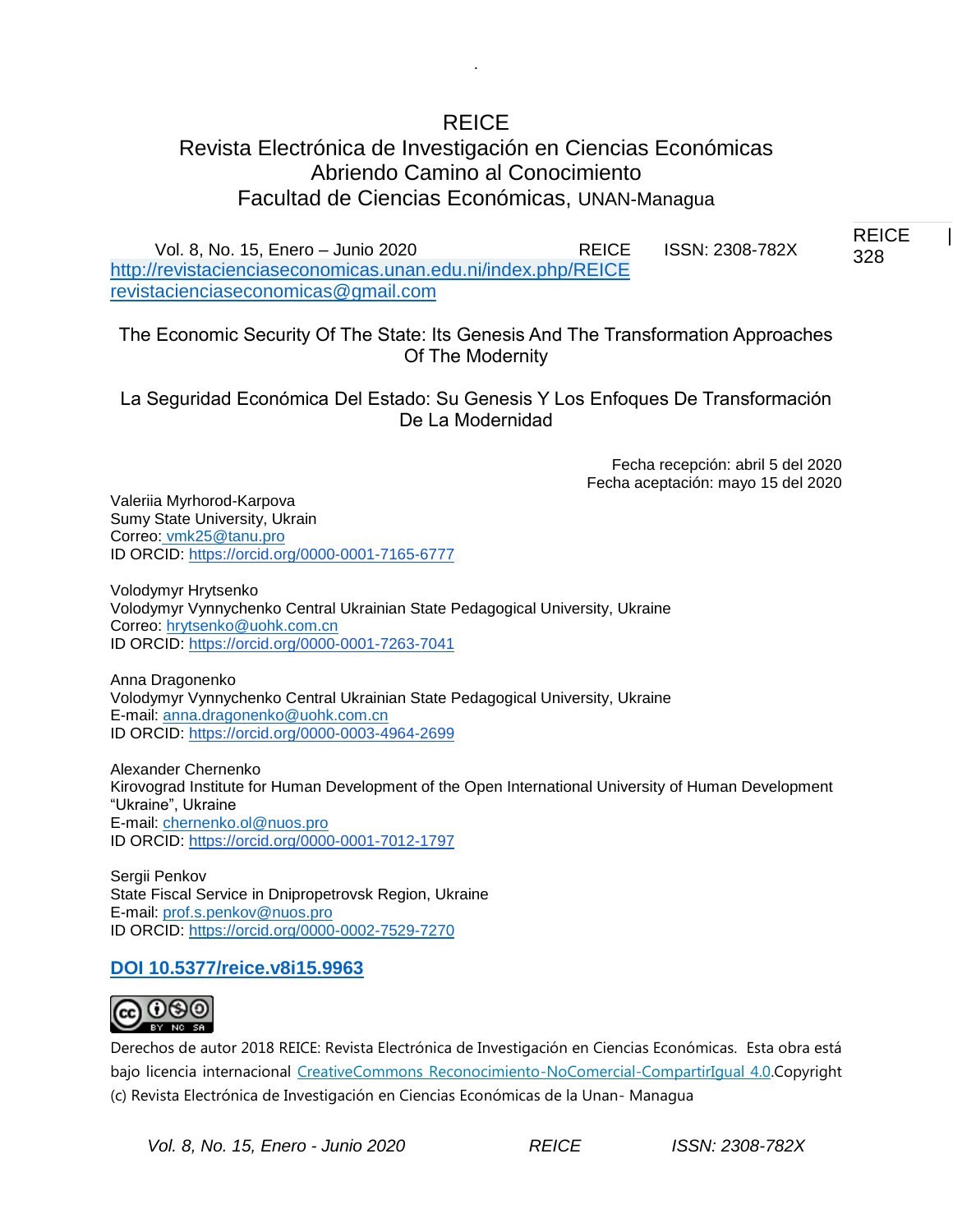REICE

Revista Electrónica de Investigación en Ciencias Económicas

Abriendo Camino al Conocimiento

Facultad de Ciencias Económicas, UNAN-Managua

Vol. 8, No. 15, Enero – Junio 2020 REICE ISSN: 2308-782X

http://revistacienciaseconomicas.unan.edu.ni/index.php/REICE

revistacienciaseconomicas@gmail.com

# The Economic Security Of The State: Its Genesis And The Transformation Approaches Of The Modernity

# La Seguridad Económica Del Estado: Su Genesis Y Los Enfoques De Transformación De La Modernidad

Fecha recepción: abril 5 del 2020

Fecha aceptación: mayo 15 del 2020

Valeriia Myrhorod-Karpova
Sumy State University, Ukrain
Correo: vmk25@tanu.pro
ID ORCID: https://orcid.org/0000-0001-7165-6777

Volodymyr Hrytsenko
Volodymyr Vynnychenko Central Ukrainian State Pedagogical University, Ukraine
Correo: hrytsenko@uohk.com.cn
ID ORCID: https://orcid.org/0000-0001-7263-7041

Anna Dragonenko
Volodymyr Vynnychenko Central Ukrainian State Pedagogical University, Ukraine
E-mail: anna.dragonenko@uohk.com.cn
ID ORCID: https://orcid.org/0000-0003-4964-2699

Alexander Chernenko
Kirovograd Institute for Human Development of the Open International University of Human Development "Ukraine", Ukraine
E-mail: chernenko.ol@nuos.pro
ID ORCID: https://orcid.org/0000-0001-7012-1797

Sergii Penkov
State Fiscal Service in Dnipropetrovsk Region, Ukraine
E-mail: prof.s.penkov@nuos.pro
ID ORCID: https://orcid.org/0000-0002-7529-7270

**DOI 10.5377/reice.v8i15.9963**

Derechos de autor 2018 REICE: Revista Electrónica de Investigación en Ciencias Económicas. Esta obra está bajo licencia internacional CreativeCommons Reconocimiento-NoComercial-CompartirIgual 4.0.Copyright (c) Revista Electrónica de Investigación en Ciencias Económicas de la Unan- Managua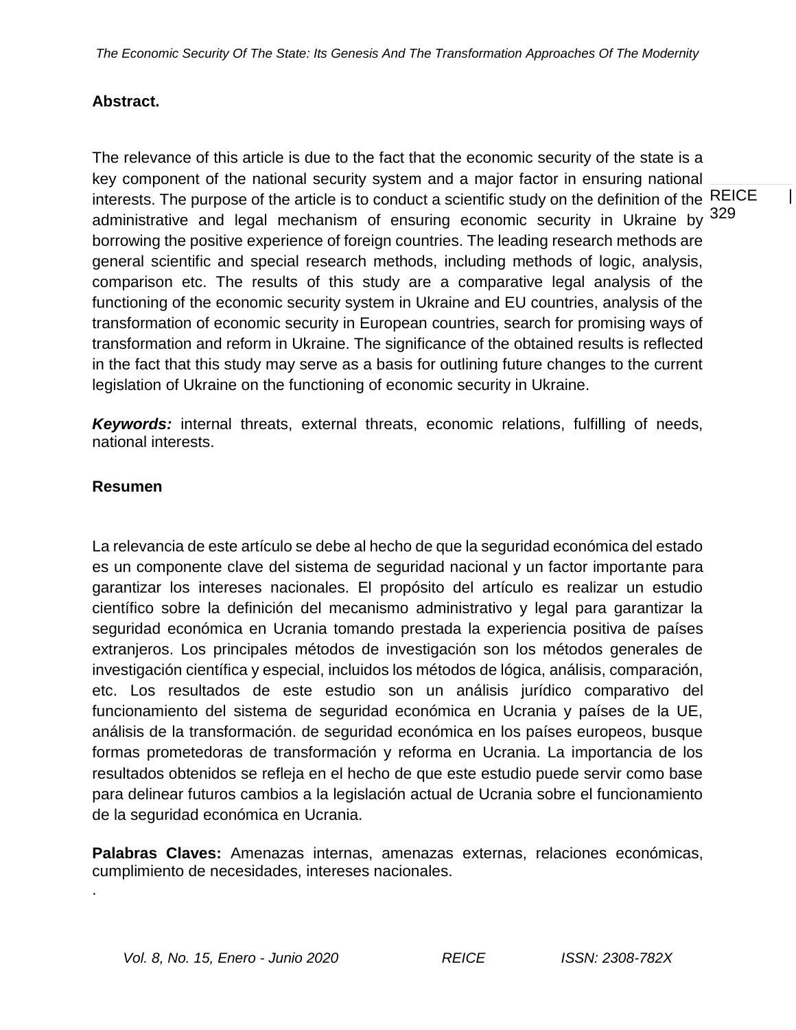## Abstract.

The relevance of this article is due to the fact that the economic security of the state is a key component of the national security system and a major factor in ensuring national interests. The purpose of the article is to conduct a scientific study on the definition of the administrative and legal mechanism of ensuring economic security in Ukraine by borrowing the positive experience of foreign countries. The leading research methods are general scientific and special research methods, including methods of logic, analysis, comparison etc. The results of this study are a comparative legal analysis of the functioning of the economic security system in Ukraine and EU countries, analysis of the transformation of economic security in European countries, search for promising ways of transformation and reform in Ukraine. The significance of the obtained results is reflected in the fact that this study may serve as a basis for outlining future changes to the current legislation of Ukraine on the functioning of economic security in Ukraine.

***Keywords:*** internal threats, external threats, economic relations, fulfilling of needs, national interests.

## Resumen

La relevancia de este artículo se debe al hecho de que la seguridad económica del estado es un componente clave del sistema de seguridad nacional y un factor importante para garantizar los intereses nacionales. El propósito del artículo es realizar un estudio científico sobre la definición del mecanismo administrativo y legal para garantizar la seguridad económica en Ucrania tomando prestada la experiencia positiva de países extranjeros. Los principales métodos de investigación son los métodos generales de investigación científica y especial, incluidos los métodos de lógica, análisis, comparación, etc. Los resultados de este estudio son un análisis jurídico comparativo del funcionamiento del sistema de seguridad económica en Ucrania y países de la UE, análisis de la transformación. de seguridad económica en los países europeos, busque formas prometedoras de transformación y reforma en Ucrania. La importancia de los resultados obtenidos se refleja en el hecho de que este estudio puede servir como base para delinear futuros cambios a la legislación actual de Ucrania sobre el funcionamiento de la seguridad económica en Ucrania.

**Palabras Claves:** Amenazas internas, amenazas externas, relaciones económicas, cumplimiento de necesidades, intereses nacionales.

.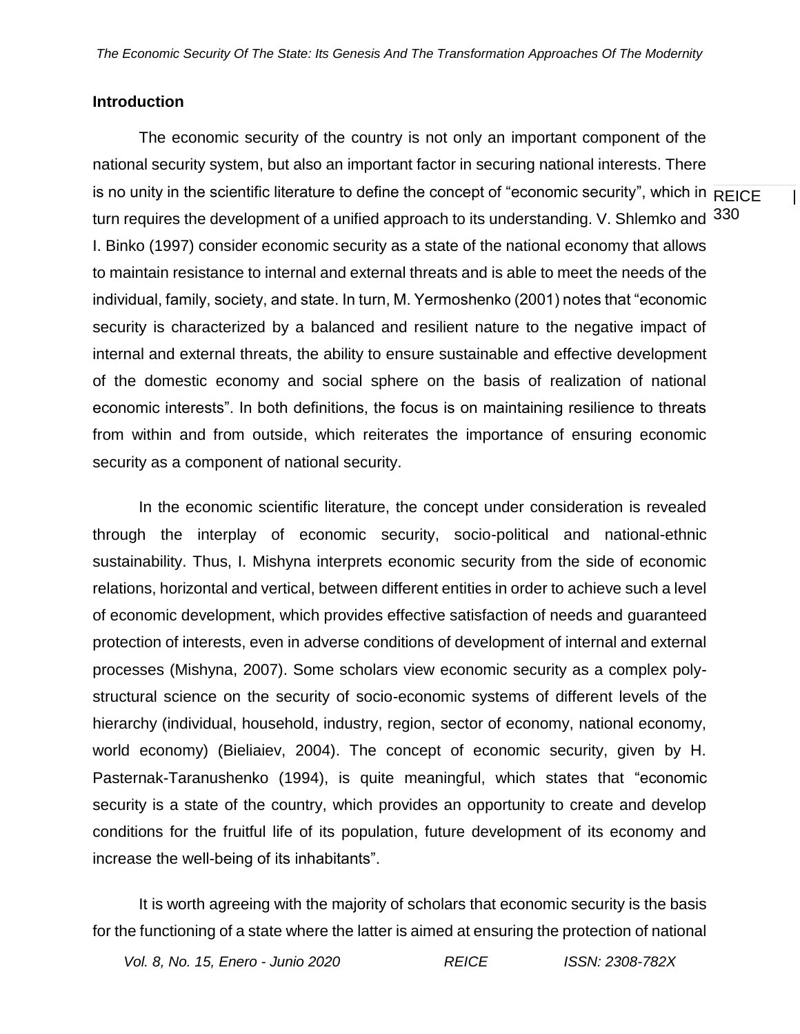## Introduction

The economic security of the country is not only an important component of the national security system, but also an important factor in securing national interests. There is no unity in the scientific literature to define the concept of "economic security", which in turn requires the development of a unified approach to its understanding. V. Shlemko and I. Binko (1997) consider economic security as a state of the national economy that allows to maintain resistance to internal and external threats and is able to meet the needs of the individual, family, society, and state. In turn, M. Yermoshenko (2001) notes that "economic security is characterized by a balanced and resilient nature to the negative impact of internal and external threats, the ability to ensure sustainable and effective development of the domestic economy and social sphere on the basis of realization of national economic interests". In both definitions, the focus is on maintaining resilience to threats from within and from outside, which reiterates the importance of ensuring economic security as a component of national security.

In the economic scientific literature, the concept under consideration is revealed through the interplay of economic security, socio-political and national-ethnic sustainability. Thus, I. Mishyna interprets economic security from the side of economic relations, horizontal and vertical, between different entities in order to achieve such a level of economic development, which provides effective satisfaction of needs and guaranteed protection of interests, even in adverse conditions of development of internal and external processes (Mishyna, 2007). Some scholars view economic security as a complex poly-structural science on the security of socio-economic systems of different levels of the hierarchy (individual, household, industry, region, sector of economy, national economy, world economy) (Bieliaiev, 2004). The concept of economic security, given by H. Pasternak-Taranushenko (1994), is quite meaningful, which states that "economic security is a state of the country, which provides an opportunity to create and develop conditions for the fruitful life of its population, future development of its economy and increase the well-being of its inhabitants".

It is worth agreeing with the majority of scholars that economic security is the basis for the functioning of a state where the latter is aimed at ensuring the protection of national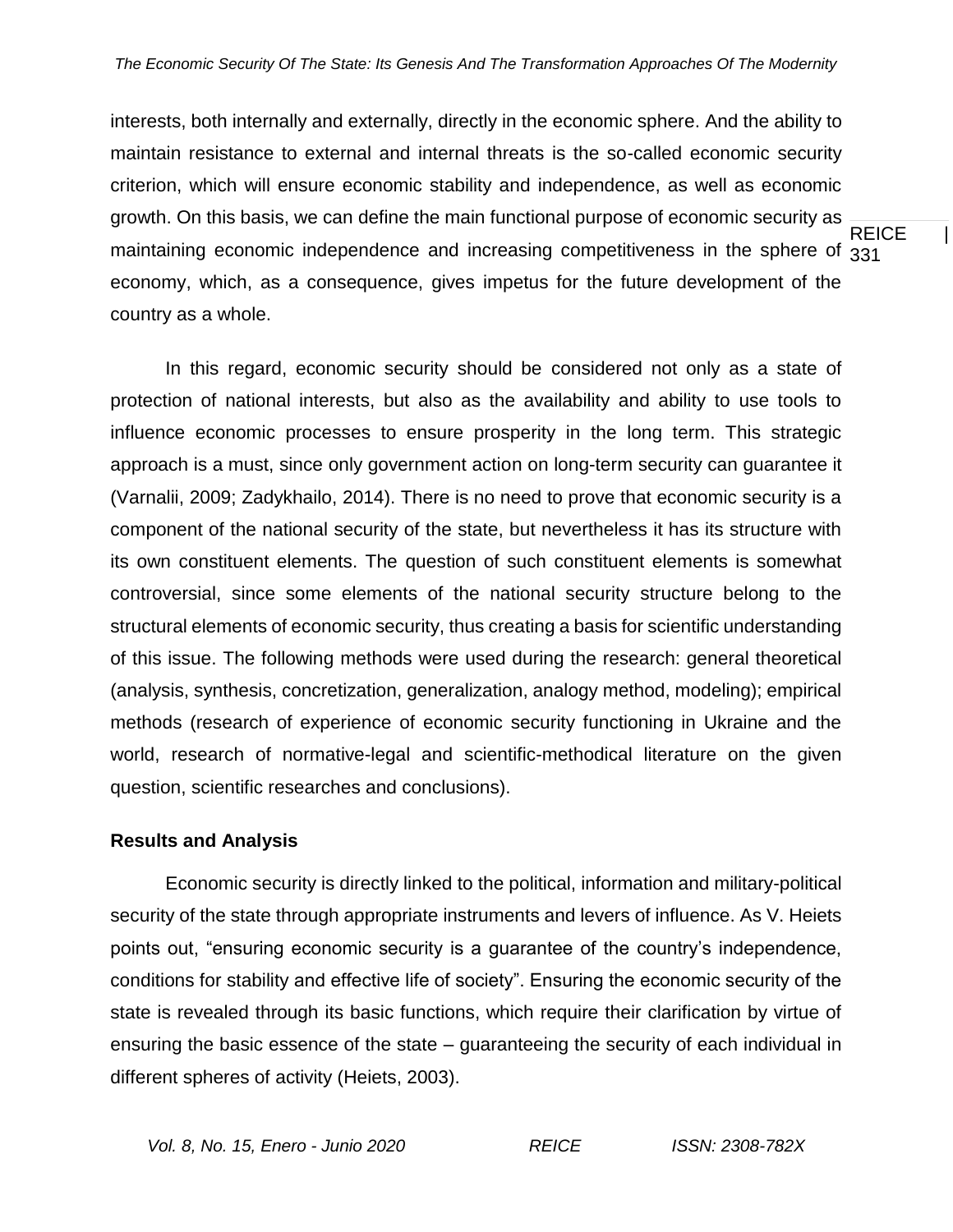interests, both internally and externally, directly in the economic sphere. And the ability to maintain resistance to external and internal threats is the so-called economic security criterion, which will ensure economic stability and independence, as well as economic growth. On this basis, we can define the main functional purpose of economic security as maintaining economic independence and increasing competitiveness in the sphere of economy, which, as a consequence, gives impetus for the future development of the country as a whole.

In this regard, economic security should be considered not only as a state of protection of national interests, but also as the availability and ability to use tools to influence economic processes to ensure prosperity in the long term. This strategic approach is a must, since only government action on long-term security can guarantee it (Varnalii, 2009; Zadykhailo, 2014). There is no need to prove that economic security is a component of the national security of the state, but nevertheless it has its structure with its own constituent elements. The question of such constituent elements is somewhat controversial, since some elements of the national security structure belong to the structural elements of economic security, thus creating a basis for scientific understanding of this issue. The following methods were used during the research: general theoretical (analysis, synthesis, concretization, generalization, analogy method, modeling); empirical methods (research of experience of economic security functioning in Ukraine and the world, research of normative-legal and scientific-methodical literature on the given question, scientific researches and conclusions).

## Results and Analysis

Economic security is directly linked to the political, information and military-political security of the state through appropriate instruments and levers of influence. As V. Heiets points out, "ensuring economic security is a guarantee of the country's independence, conditions for stability and effective life of society". Ensuring the economic security of the state is revealed through its basic functions, which require their clarification by virtue of ensuring the basic essence of the state – guaranteeing the security of each individual in different spheres of activity (Heiets, 2003).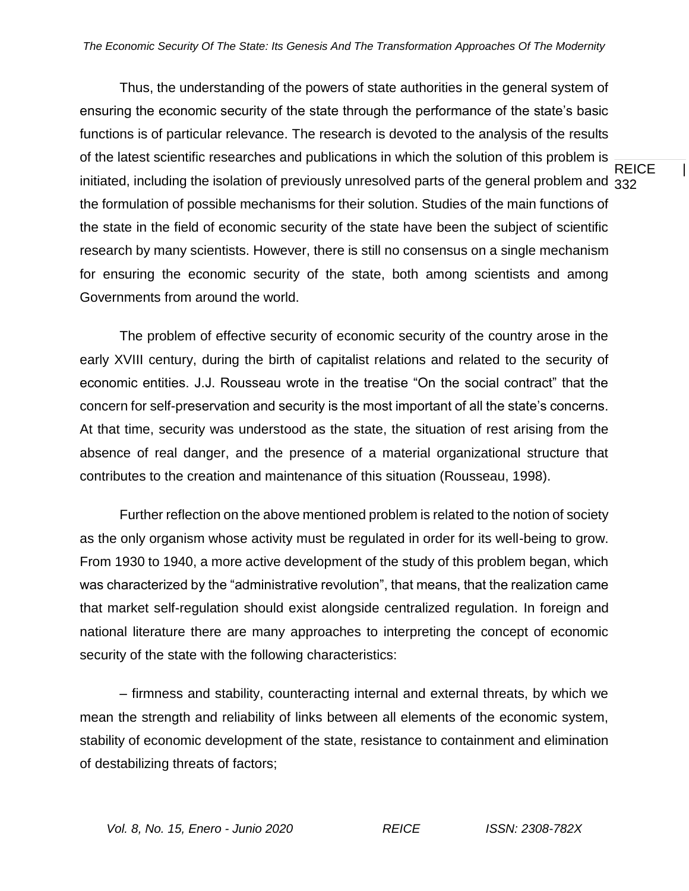Thus, the understanding of the powers of state authorities in the general system of ensuring the economic security of the state through the performance of the state's basic functions is of particular relevance. The research is devoted to the analysis of the results of the latest scientific researches and publications in which the solution of this problem is initiated, including the isolation of previously unresolved parts of the general problem and the formulation of possible mechanisms for their solution. Studies of the main functions of the state in the field of economic security of the state have been the subject of scientific research by many scientists. However, there is still no consensus on a single mechanism for ensuring the economic security of the state, both among scientists and among Governments from around the world.

The problem of effective security of economic security of the country arose in the early XVIII century, during the birth of capitalist relations and related to the security of economic entities. J.J. Rousseau wrote in the treatise "On the social contract" that the concern for self-preservation and security is the most important of all the state's concerns. At that time, security was understood as the state, the situation of rest arising from the absence of real danger, and the presence of a material organizational structure that contributes to the creation and maintenance of this situation (Rousseau, 1998).

Further reflection on the above mentioned problem is related to the notion of society as the only organism whose activity must be regulated in order for its well-being to grow. From 1930 to 1940, a more active development of the study of this problem began, which was characterized by the "administrative revolution", that means, that the realization came that market self-regulation should exist alongside centralized regulation. In foreign and national literature there are many approaches to interpreting the concept of economic security of the state with the following characteristics:

– firmness and stability, counteracting internal and external threats, by which we mean the strength and reliability of links between all elements of the economic system, stability of economic development of the state, resistance to containment and elimination of destabilizing threats of factors;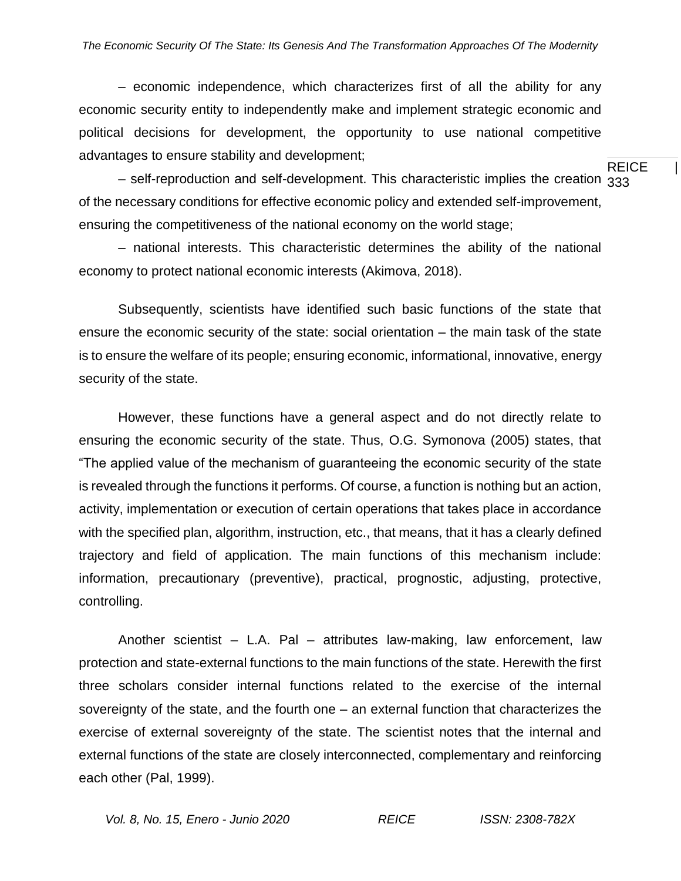– economic independence, which characterizes first of all the ability for any economic security entity to independently make and implement strategic economic and political decisions for development, the opportunity to use national competitive advantages to ensure stability and development;

– self-reproduction and self-development. This characteristic implies the creation of the necessary conditions for effective economic policy and extended self-improvement, ensuring the competitiveness of the national economy on the world stage;

– national interests. This characteristic determines the ability of the national economy to protect national economic interests (Akimova, 2018).

Subsequently, scientists have identified such basic functions of the state that ensure the economic security of the state: social orientation – the main task of the state is to ensure the welfare of its people; ensuring economic, informational, innovative, energy security of the state.

However, these functions have a general aspect and do not directly relate to ensuring the economic security of the state. Thus, O.G. Symonova (2005) states, that "The applied value of the mechanism of guaranteeing the economic security of the state is revealed through the functions it performs. Of course, a function is nothing but an action, activity, implementation or execution of certain operations that takes place in accordance with the specified plan, algorithm, instruction, etc., that means, that it has a clearly defined trajectory and field of application. The main functions of this mechanism include: information, precautionary (preventive), practical, prognostic, adjusting, protective, controlling.

Another scientist – L.A. Pal – attributes law-making, law enforcement, law protection and state-external functions to the main functions of the state. Herewith the first three scholars consider internal functions related to the exercise of the internal sovereignty of the state, and the fourth one – an external function that characterizes the exercise of external sovereignty of the state. The scientist notes that the internal and external functions of the state are closely interconnected, complementary and reinforcing each other (Pal, 1999).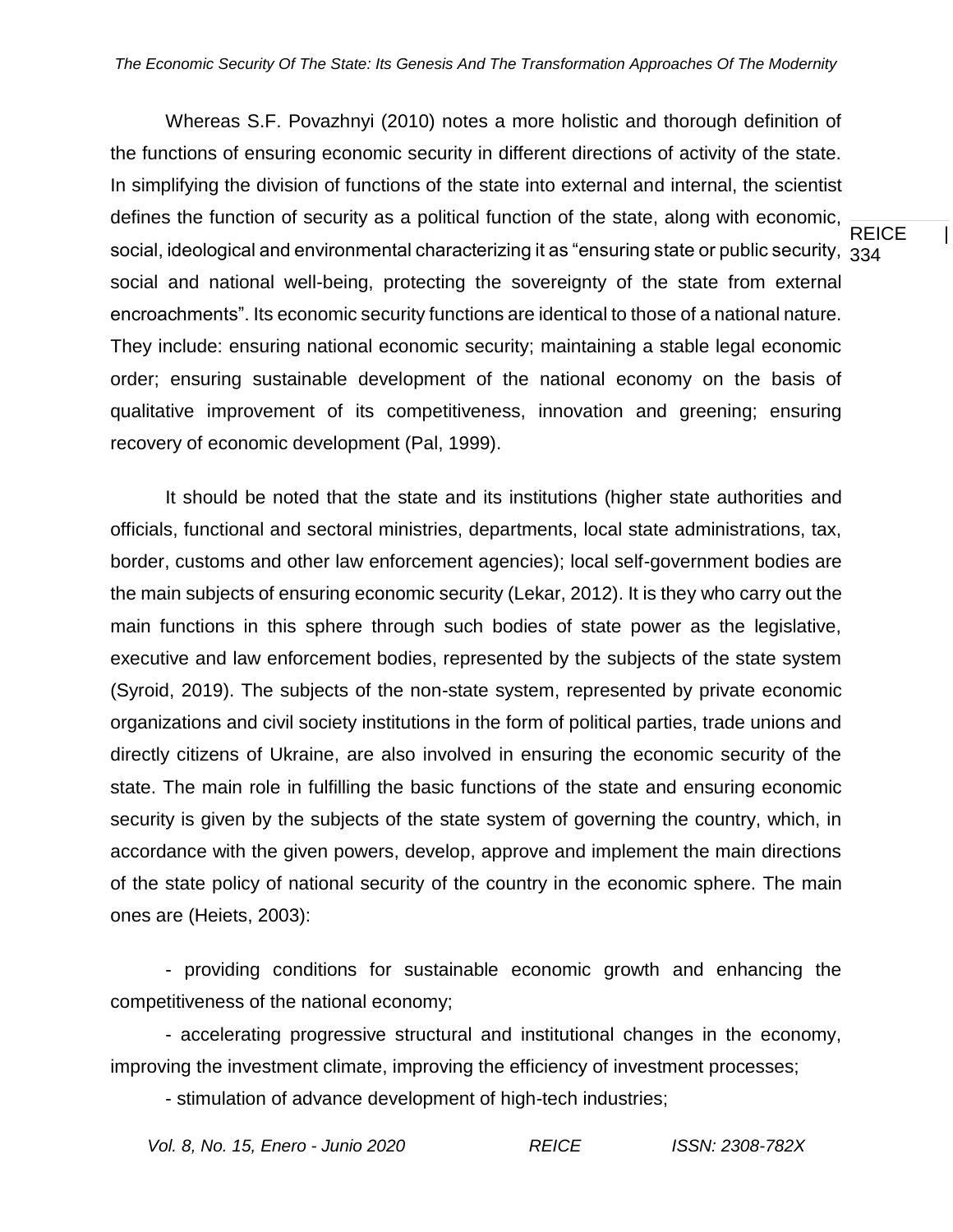Whereas S.F. Povazhnyi (2010) notes a more holistic and thorough definition of the functions of ensuring economic security in different directions of activity of the state. In simplifying the division of functions of the state into external and internal, the scientist defines the function of security as a political function of the state, along with economic, social, ideological and environmental characterizing it as "ensuring state or public security, social and national well-being, protecting the sovereignty of the state from external encroachments". Its economic security functions are identical to those of a national nature. They include: ensuring national economic security; maintaining a stable legal economic order; ensuring sustainable development of the national economy on the basis of qualitative improvement of its competitiveness, innovation and greening; ensuring recovery of economic development (Pal, 1999).

It should be noted that the state and its institutions (higher state authorities and officials, functional and sectoral ministries, departments, local state administrations, tax, border, customs and other law enforcement agencies); local self-government bodies are the main subjects of ensuring economic security (Lekar, 2012). It is they who carry out the main functions in this sphere through such bodies of state power as the legislative, executive and law enforcement bodies, represented by the subjects of the state system (Syroid, 2019). The subjects of the non-state system, represented by private economic organizations and civil society institutions in the form of political parties, trade unions and directly citizens of Ukraine, are also involved in ensuring the economic security of the state. The main role in fulfilling the basic functions of the state and ensuring economic security is given by the subjects of the state system of governing the country, which, in accordance with the given powers, develop, approve and implement the main directions of the state policy of national security of the country in the economic sphere. The main ones are (Heiets, 2003):

- providing conditions for sustainable economic growth and enhancing the competitiveness of the national economy;
- accelerating progressive structural and institutional changes in the economy, improving the investment climate, improving the efficiency of investment processes;
- stimulation of advance development of high-tech industries;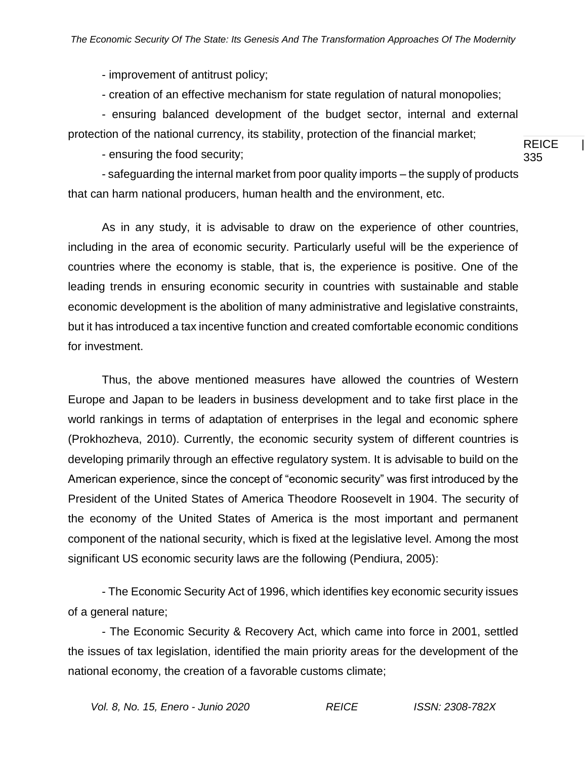- improvement of antitrust policy;

- creation of an effective mechanism for state regulation of natural monopolies;

- ensuring balanced development of the budget sector, internal and external protection of the national currency, its stability, protection of the financial market;

- ensuring the food security;

- safeguarding the internal market from poor quality imports – the supply of products that can harm national producers, human health and the environment, etc.

As in any study, it is advisable to draw on the experience of other countries, including in the area of economic security. Particularly useful will be the experience of countries where the economy is stable, that is, the experience is positive. One of the leading trends in ensuring economic security in countries with sustainable and stable economic development is the abolition of many administrative and legislative constraints, but it has introduced a tax incentive function and created comfortable economic conditions for investment.

Thus, the above mentioned measures have allowed the countries of Western Europe and Japan to be leaders in business development and to take first place in the world rankings in terms of adaptation of enterprises in the legal and economic sphere (Prokhozheva, 2010). Currently, the economic security system of different countries is developing primarily through an effective regulatory system. It is advisable to build on the American experience, since the concept of "economic security" was first introduced by the President of the United States of America Theodore Roosevelt in 1904. The security of the economy of the United States of America is the most important and permanent component of the national security, which is fixed at the legislative level. Among the most significant US economic security laws are the following (Pendiura, 2005):

- The Economic Security Act of 1996, which identifies key economic security issues of a general nature;

- The Economic Security & Recovery Act, which came into force in 2001, settled the issues of tax legislation, identified the main priority areas for the development of the national economy, the creation of a favorable customs climate;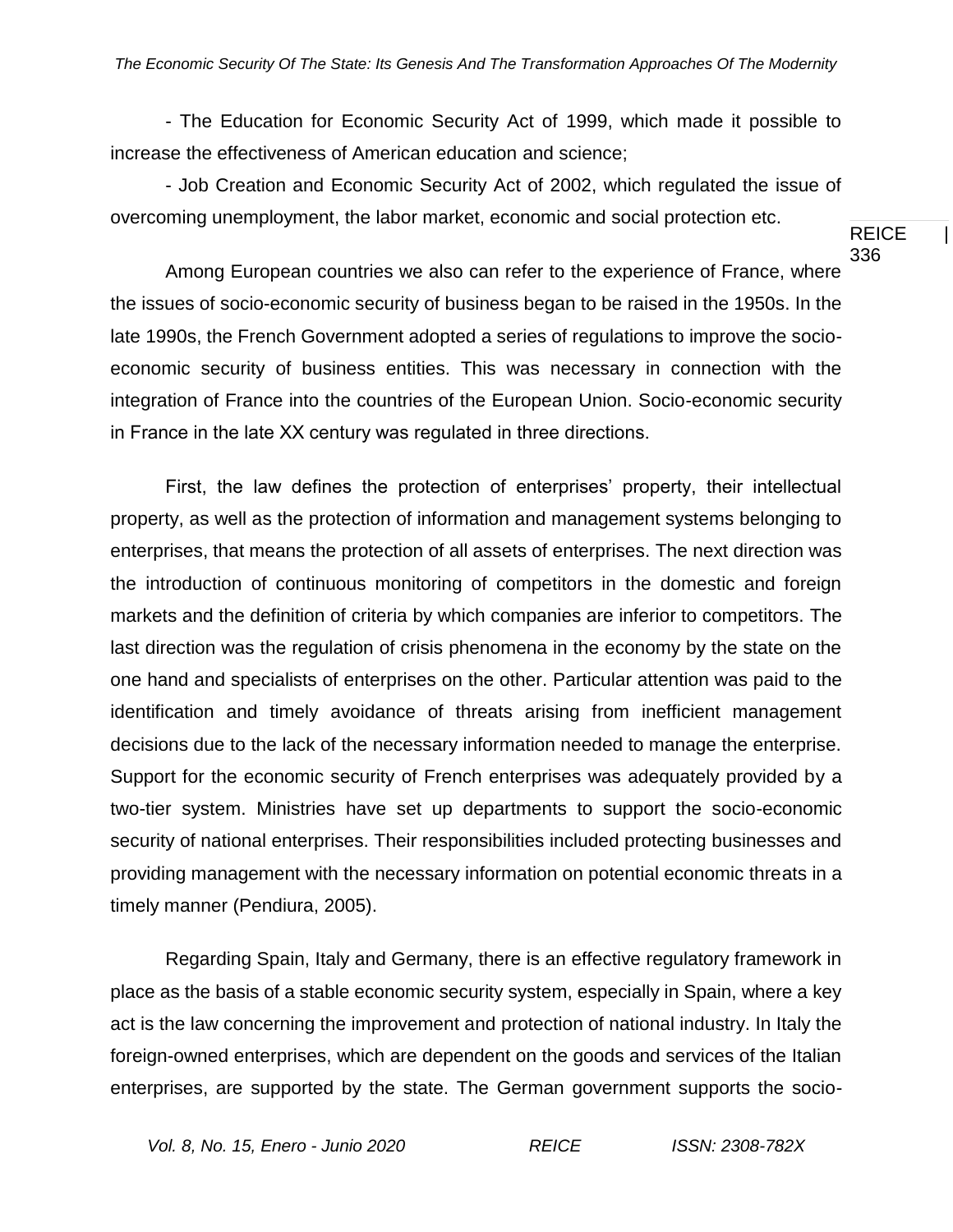- The Education for Economic Security Act of 1999, which made it possible to increase the effectiveness of American education and science;

- Job Creation and Economic Security Act of 2002, which regulated the issue of overcoming unemployment, the labor market, economic and social protection etc.

Among European countries we also can refer to the experience of France, where the issues of socio-economic security of business began to be raised in the 1950s. In the late 1990s, the French Government adopted a series of regulations to improve the socio-economic security of business entities. This was necessary in connection with the integration of France into the countries of the European Union. Socio-economic security in France in the late XX century was regulated in three directions.

First, the law defines the protection of enterprises' property, their intellectual property, as well as the protection of information and management systems belonging to enterprises, that means the protection of all assets of enterprises. The next direction was the introduction of continuous monitoring of competitors in the domestic and foreign markets and the definition of criteria by which companies are inferior to competitors. The last direction was the regulation of crisis phenomena in the economy by the state on the one hand and specialists of enterprises on the other. Particular attention was paid to the identification and timely avoidance of threats arising from inefficient management decisions due to the lack of the necessary information needed to manage the enterprise. Support for the economic security of French enterprises was adequately provided by a two-tier system. Ministries have set up departments to support the socio-economic security of national enterprises. Their responsibilities included protecting businesses and providing management with the necessary information on potential economic threats in a timely manner (Pendiura, 2005).

Regarding Spain, Italy and Germany, there is an effective regulatory framework in place as the basis of a stable economic security system, especially in Spain, where a key act is the law concerning the improvement and protection of national industry. In Italy the foreign-owned enterprises, which are dependent on the goods and services of the Italian enterprises, are supported by the state. The German government supports the socio-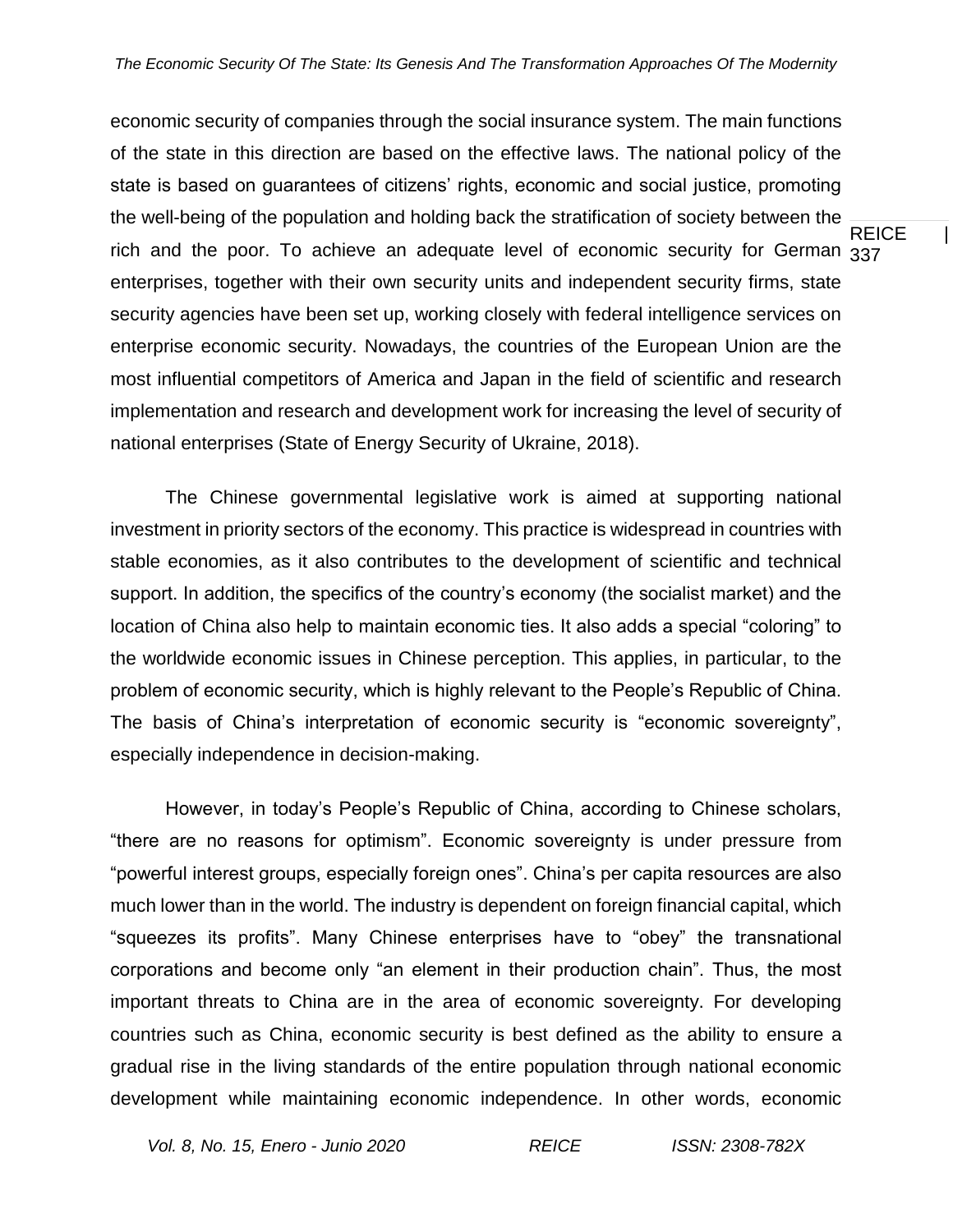economic security of companies through the social insurance system. The main functions of the state in this direction are based on the effective laws. The national policy of the state is based on guarantees of citizens' rights, economic and social justice, promoting the well-being of the population and holding back the stratification of society between the rich and the poor. To achieve an adequate level of economic security for German enterprises, together with their own security units and independent security firms, state security agencies have been set up, working closely with federal intelligence services on enterprise economic security. Nowadays, the countries of the European Union are the most influential competitors of America and Japan in the field of scientific and research implementation and research and development work for increasing the level of security of national enterprises (State of Energy Security of Ukraine, 2018).

The Chinese governmental legislative work is aimed at supporting national investment in priority sectors of the economy. This practice is widespread in countries with stable economies, as it also contributes to the development of scientific and technical support. In addition, the specifics of the country's economy (the socialist market) and the location of China also help to maintain economic ties. It also adds a special "coloring" to the worldwide economic issues in Chinese perception. This applies, in particular, to the problem of economic security, which is highly relevant to the People's Republic of China. The basis of China's interpretation of economic security is "economic sovereignty", especially independence in decision-making.

However, in today's People's Republic of China, according to Chinese scholars, "there are no reasons for optimism". Economic sovereignty is under pressure from "powerful interest groups, especially foreign ones". China's per capita resources are also much lower than in the world. The industry is dependent on foreign financial capital, which "squeezes its profits". Many Chinese enterprises have to "obey" the transnational corporations and become only "an element in their production chain". Thus, the most important threats to China are in the area of economic sovereignty. For developing countries such as China, economic security is best defined as the ability to ensure a gradual rise in the living standards of the entire population through national economic development while maintaining economic independence. In other words, economic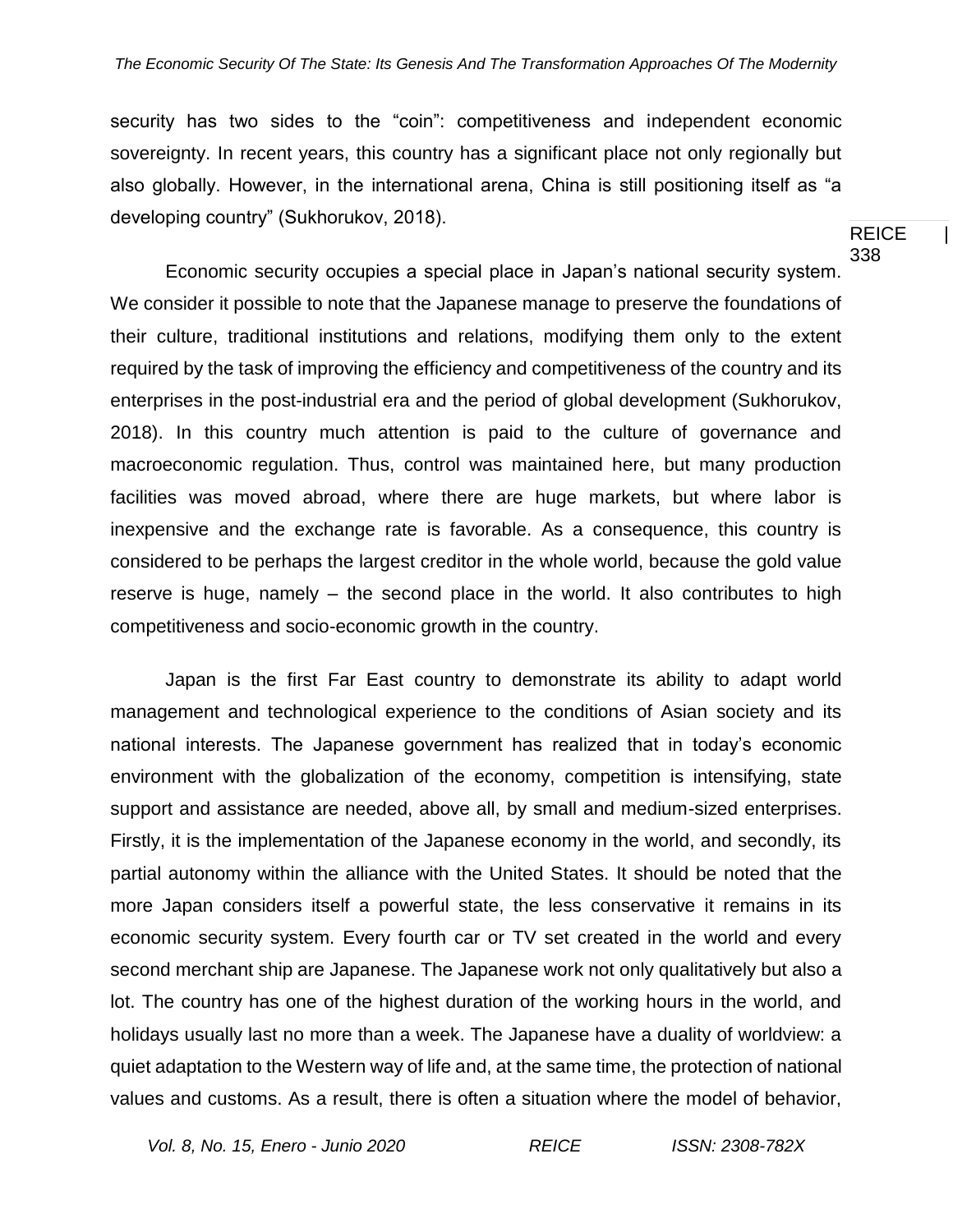security has two sides to the "coin": competitiveness and independent economic sovereignty. In recent years, this country has a significant place not only regionally but also globally. However, in the international arena, China is still positioning itself as "a developing country" (Sukhorukov, 2018).

Economic security occupies a special place in Japan's national security system. We consider it possible to note that the Japanese manage to preserve the foundations of their culture, traditional institutions and relations, modifying them only to the extent required by the task of improving the efficiency and competitiveness of the country and its enterprises in the post-industrial era and the period of global development (Sukhorukov, 2018). In this country much attention is paid to the culture of governance and macroeconomic regulation. Thus, control was maintained here, but many production facilities was moved abroad, where there are huge markets, but where labor is inexpensive and the exchange rate is favorable. As a consequence, this country is considered to be perhaps the largest creditor in the whole world, because the gold value reserve is huge, namely – the second place in the world. It also contributes to high competitiveness and socio-economic growth in the country.

Japan is the first Far East country to demonstrate its ability to adapt world management and technological experience to the conditions of Asian society and its national interests. The Japanese government has realized that in today's economic environment with the globalization of the economy, competition is intensifying, state support and assistance are needed, above all, by small and medium-sized enterprises. Firstly, it is the implementation of the Japanese economy in the world, and secondly, its partial autonomy within the alliance with the United States. It should be noted that the more Japan considers itself a powerful state, the less conservative it remains in its economic security system. Every fourth car or TV set created in the world and every second merchant ship are Japanese. The Japanese work not only qualitatively but also a lot. The country has one of the highest duration of the working hours in the world, and holidays usually last no more than a week. The Japanese have a duality of worldview: a quiet adaptation to the Western way of life and, at the same time, the protection of national values and customs. As a result, there is often a situation where the model of behavior,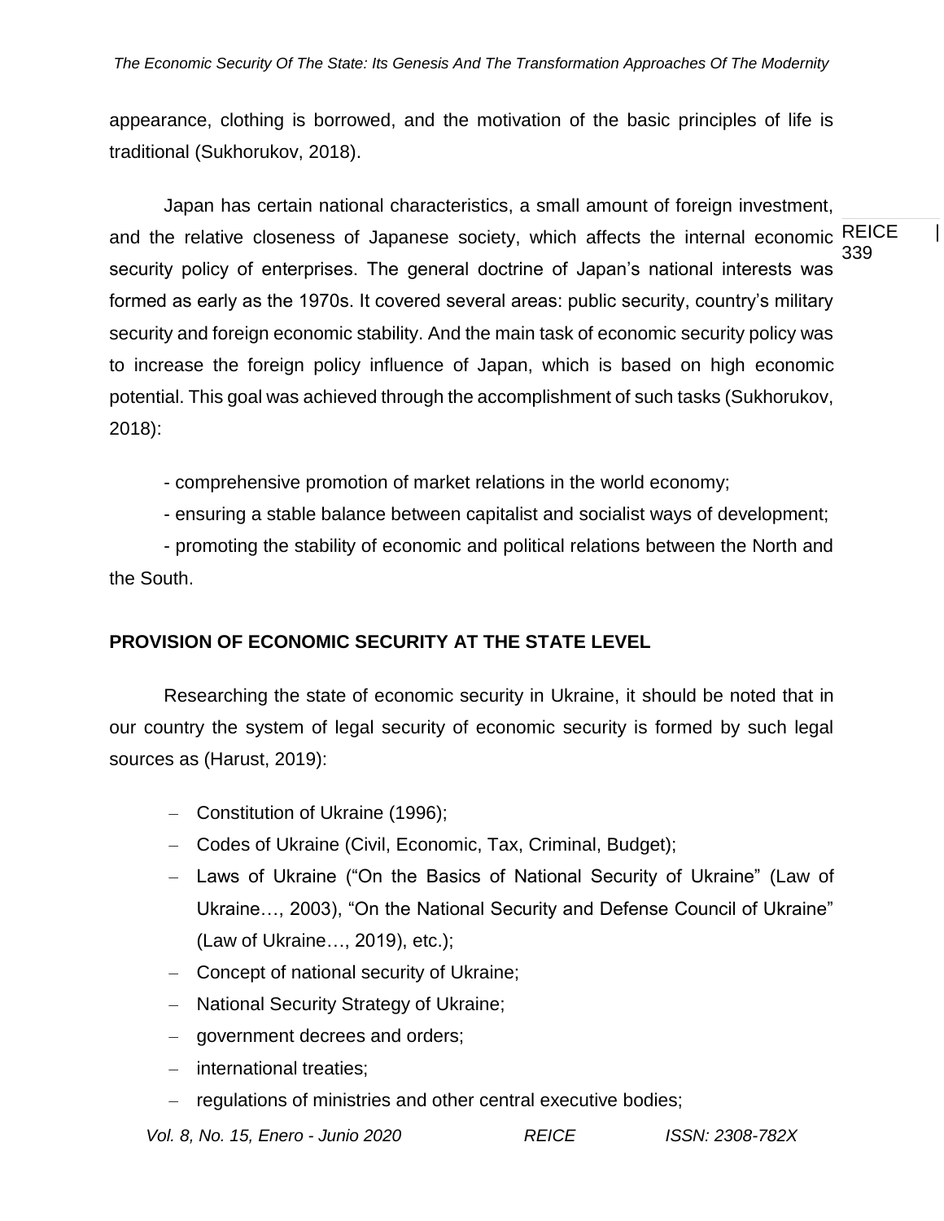appearance, clothing is borrowed, and the motivation of the basic principles of life is traditional (Sukhorukov, 2018).

Japan has certain national characteristics, a small amount of foreign investment, and the relative closeness of Japanese society, which affects the internal economic security policy of enterprises. The general doctrine of Japan's national interests was formed as early as the 1970s. It covered several areas: public security, country's military security and foreign economic stability. And the main task of economic security policy was to increase the foreign policy influence of Japan, which is based on high economic potential. This goal was achieved through the accomplishment of such tasks (Sukhorukov, 2018):

- comprehensive promotion of market relations in the world economy;
- ensuring a stable balance between capitalist and socialist ways of development;
- promoting the stability of economic and political relations between the North and the South.

## PROVISION OF ECONOMIC SECURITY AT THE STATE LEVEL

Researching the state of economic security in Ukraine, it should be noted that in our country the system of legal security of economic security is formed by such legal sources as (Harust, 2019):

- Constitution of Ukraine (1996);
- Codes of Ukraine (Civil, Economic, Tax, Criminal, Budget);
- Laws of Ukraine ("On the Basics of National Security of Ukraine" (Law of Ukraine…, 2003), "On the National Security and Defense Council of Ukraine" (Law of Ukraine…, 2019), etc.);
- Concept of national security of Ukraine;
- National Security Strategy of Ukraine;
- government decrees and orders;
- international treaties;
- regulations of ministries and other central executive bodies;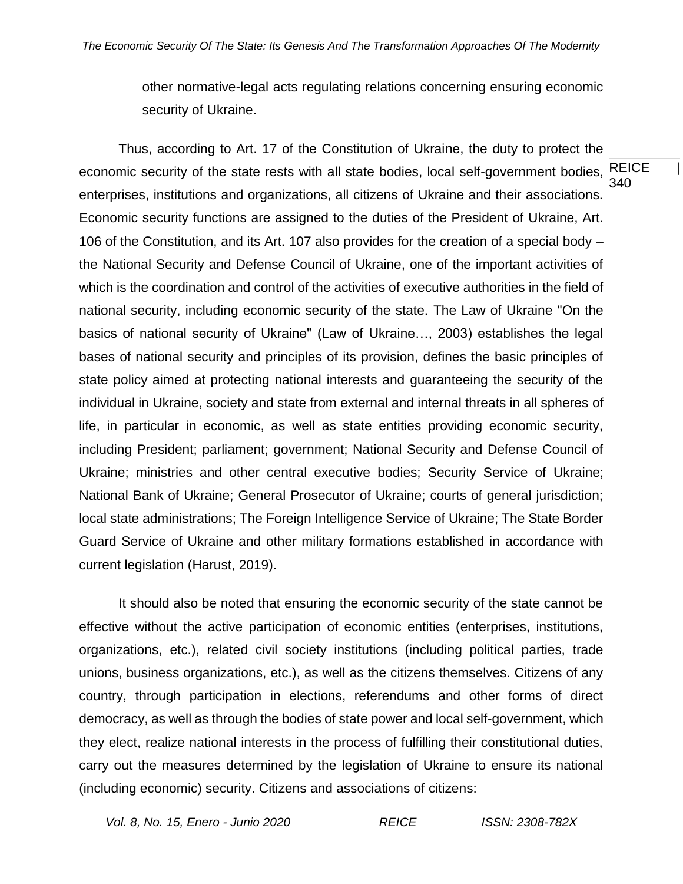- other normative-legal acts regulating relations concerning ensuring economic security of Ukraine.

Thus, according to Art. 17 of the Constitution of Ukraine, the duty to protect the economic security of the state rests with all state bodies, local self-government bodies, enterprises, institutions and organizations, all citizens of Ukraine and their associations. Economic security functions are assigned to the duties of the President of Ukraine, Art. 106 of the Constitution, and its Art. 107 also provides for the creation of a special body – the National Security and Defense Council of Ukraine, one of the important activities of which is the coordination and control of the activities of executive authorities in the field of national security, including economic security of the state. The Law of Ukraine "On the basics of national security of Ukraine" (Law of Ukraine…, 2003) establishes the legal bases of national security and principles of its provision, defines the basic principles of state policy aimed at protecting national interests and guaranteeing the security of the individual in Ukraine, society and state from external and internal threats in all spheres of life, in particular in economic, as well as state entities providing economic security, including President; parliament; government; National Security and Defense Council of Ukraine; ministries and other central executive bodies; Security Service of Ukraine; National Bank of Ukraine; General Prosecutor of Ukraine; courts of general jurisdiction; local state administrations; The Foreign Intelligence Service of Ukraine; The State Border Guard Service of Ukraine and other military formations established in accordance with current legislation (Harust, 2019).

It should also be noted that ensuring the economic security of the state cannot be effective without the active participation of economic entities (enterprises, institutions, organizations, etc.), related civil society institutions (including political parties, trade unions, business organizations, etc.), as well as the citizens themselves. Citizens of any country, through participation in elections, referendums and other forms of direct democracy, as well as through the bodies of state power and local self-government, which they elect, realize national interests in the process of fulfilling their constitutional duties, carry out the measures determined by the legislation of Ukraine to ensure its national (including economic) security. Citizens and associations of citizens: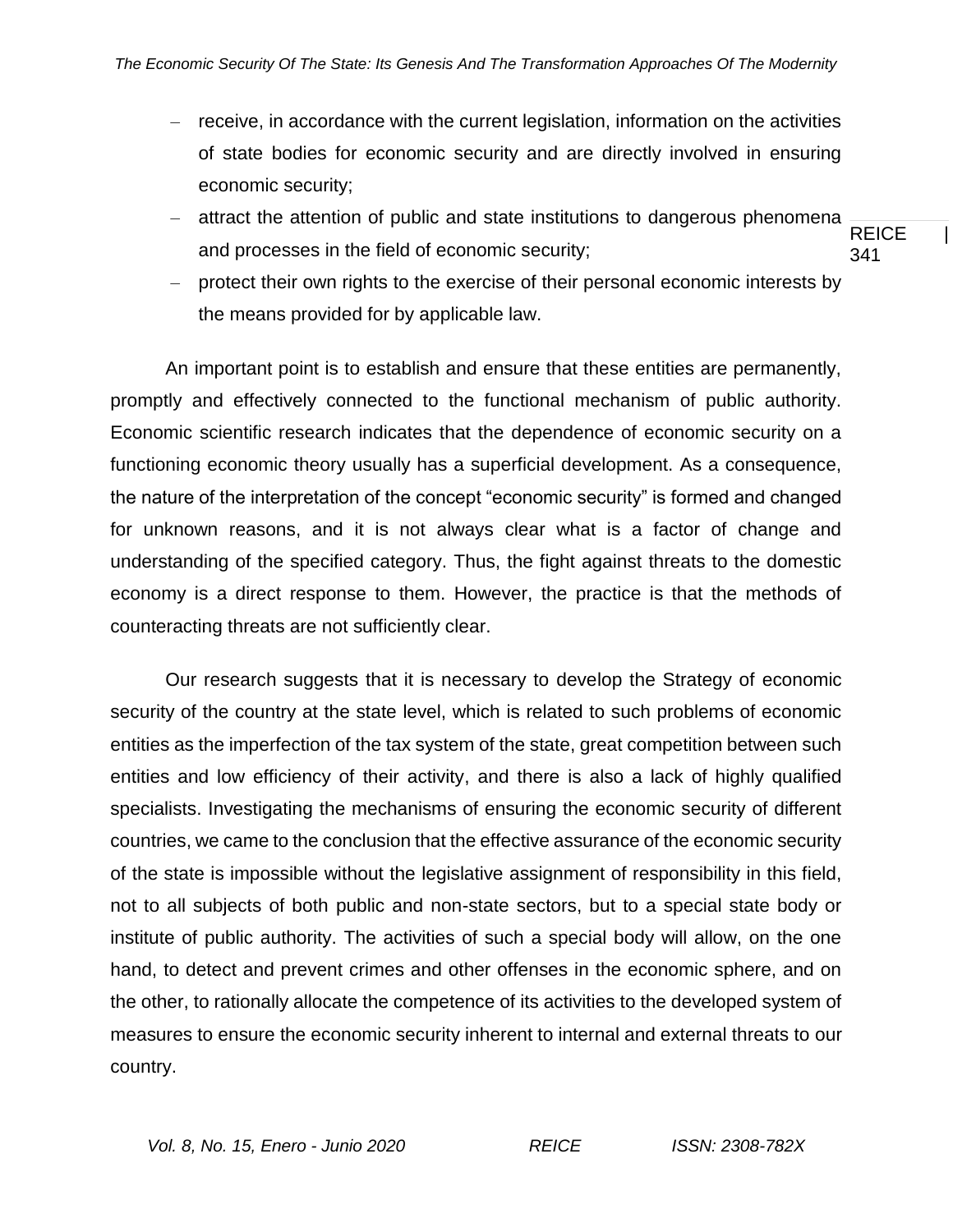- receive, in accordance with the current legislation, information on the activities of state bodies for economic security and are directly involved in ensuring economic security;
- attract the attention of public and state institutions to dangerous phenomena and processes in the field of economic security;
- protect their own rights to the exercise of their personal economic interests by the means provided for by applicable law.

An important point is to establish and ensure that these entities are permanently, promptly and effectively connected to the functional mechanism of public authority. Economic scientific research indicates that the dependence of economic security on a functioning economic theory usually has a superficial development. As a consequence, the nature of the interpretation of the concept "economic security" is formed and changed for unknown reasons, and it is not always clear what is a factor of change and understanding of the specified category. Thus, the fight against threats to the domestic economy is a direct response to them. However, the practice is that the methods of counteracting threats are not sufficiently clear.

Our research suggests that it is necessary to develop the Strategy of economic security of the country at the state level, which is related to such problems of economic entities as the imperfection of the tax system of the state, great competition between such entities and low efficiency of their activity, and there is also a lack of highly qualified specialists. Investigating the mechanisms of ensuring the economic security of different countries, we came to the conclusion that the effective assurance of the economic security of the state is impossible without the legislative assignment of responsibility in this field, not to all subjects of both public and non-state sectors, but to a special state body or institute of public authority. The activities of such a special body will allow, on the one hand, to detect and prevent crimes and other offenses in the economic sphere, and on the other, to rationally allocate the competence of its activities to the developed system of measures to ensure the economic security inherent to internal and external threats to our country.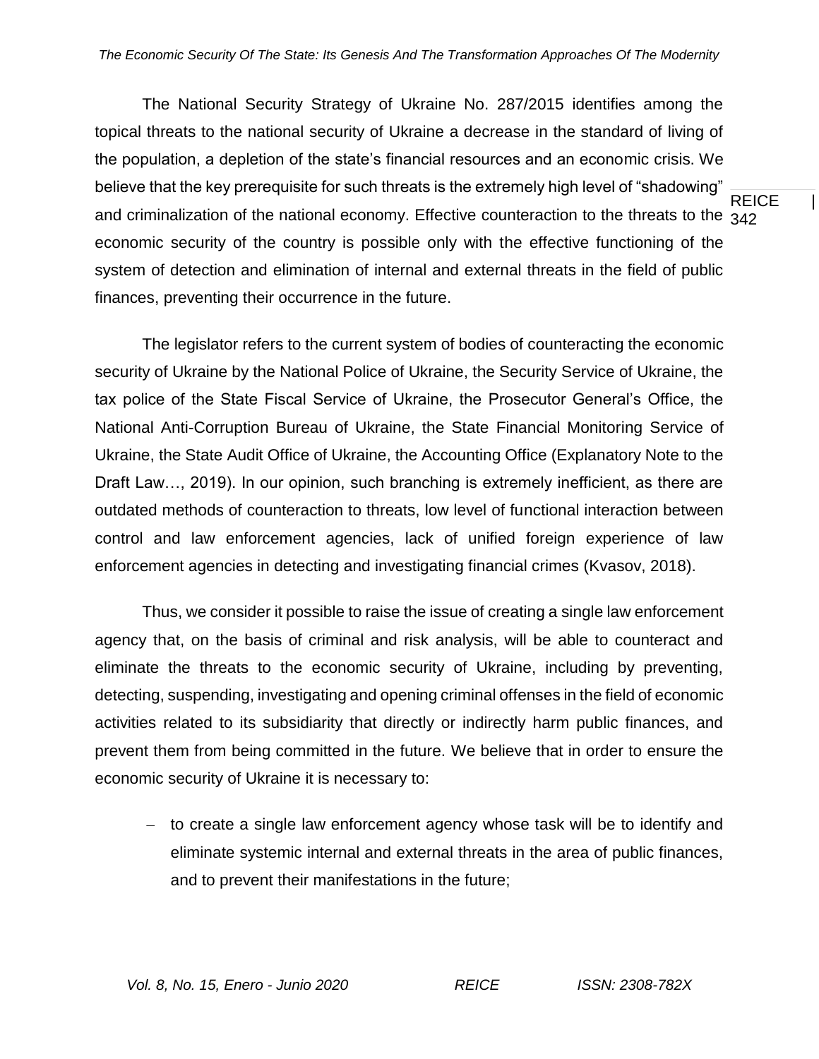The National Security Strategy of Ukraine No. 287/2015 identifies among the topical threats to the national security of Ukraine a decrease in the standard of living of the population, a depletion of the state's financial resources and an economic crisis. We believe that the key prerequisite for such threats is the extremely high level of "shadowing" and criminalization of the national economy. Effective counteraction to the threats to the economic security of the country is possible only with the effective functioning of the system of detection and elimination of internal and external threats in the field of public finances, preventing their occurrence in the future.

The legislator refers to the current system of bodies of counteracting the economic security of Ukraine by the National Police of Ukraine, the Security Service of Ukraine, the tax police of the State Fiscal Service of Ukraine, the Prosecutor General's Office, the National Anti-Corruption Bureau of Ukraine, the State Financial Monitoring Service of Ukraine, the State Audit Office of Ukraine, the Accounting Office (Explanatory Note to the Draft Law…, 2019). In our opinion, such branching is extremely inefficient, as there are outdated methods of counteraction to threats, low level of functional interaction between control and law enforcement agencies, lack of unified foreign experience of law enforcement agencies in detecting and investigating financial crimes (Kvasov, 2018).

Thus, we consider it possible to raise the issue of creating a single law enforcement agency that, on the basis of criminal and risk analysis, will be able to counteract and eliminate the threats to the economic security of Ukraine, including by preventing, detecting, suspending, investigating and opening criminal offenses in the field of economic activities related to its subsidiarity that directly or indirectly harm public finances, and prevent them from being committed in the future. We believe that in order to ensure the economic security of Ukraine it is necessary to:

- to create a single law enforcement agency whose task will be to identify and eliminate systemic internal and external threats in the area of public finances, and to prevent their manifestations in the future;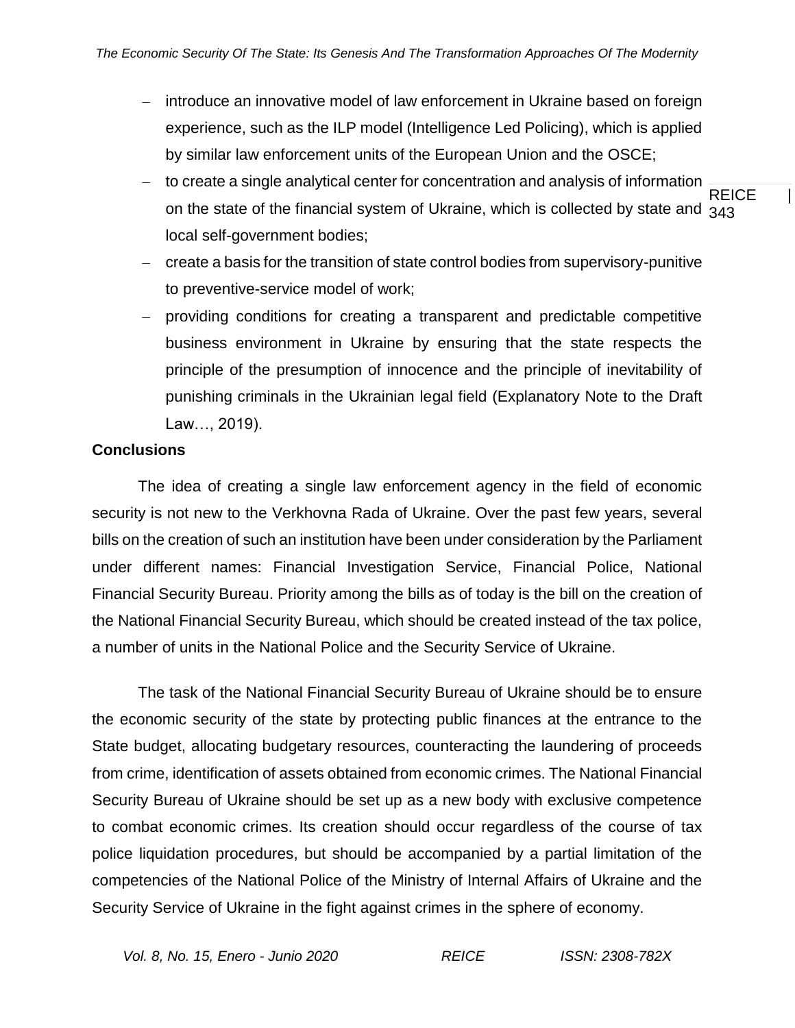- introduce an innovative model of law enforcement in Ukraine based on foreign experience, such as the ILP model (Intelligence Led Policing), which is applied by similar law enforcement units of the European Union and the OSCE;
- to create a single analytical center for concentration and analysis of information on the state of the financial system of Ukraine, which is collected by state and local self-government bodies;
- create a basis for the transition of state control bodies from supervisory-punitive to preventive-service model of work;
- providing conditions for creating a transparent and predictable competitive business environment in Ukraine by ensuring that the state respects the principle of the presumption of innocence and the principle of inevitability of punishing criminals in the Ukrainian legal field (Explanatory Note to the Draft Law…, 2019).

## Conclusions

The idea of creating a single law enforcement agency in the field of economic security is not new to the Verkhovna Rada of Ukraine. Over the past few years, several bills on the creation of such an institution have been under consideration by the Parliament under different names: Financial Investigation Service, Financial Police, National Financial Security Bureau. Priority among the bills as of today is the bill on the creation of the National Financial Security Bureau, which should be created instead of the tax police, a number of units in the National Police and the Security Service of Ukraine.

The task of the National Financial Security Bureau of Ukraine should be to ensure the economic security of the state by protecting public finances at the entrance to the State budget, allocating budgetary resources, counteracting the laundering of proceeds from crime, identification of assets obtained from economic crimes. The National Financial Security Bureau of Ukraine should be set up as a new body with exclusive competence to combat economic crimes. Its creation should occur regardless of the course of tax police liquidation procedures, but should be accompanied by a partial limitation of the competencies of the National Police of the Ministry of Internal Affairs of Ukraine and the Security Service of Ukraine in the fight against crimes in the sphere of economy.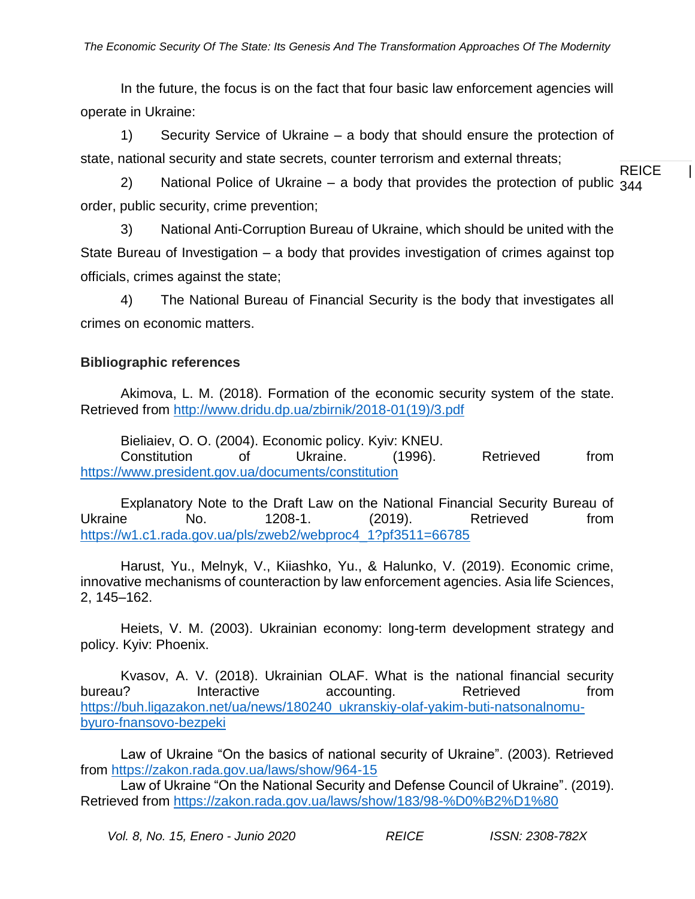In the future, the focus is on the fact that four basic law enforcement agencies will operate in Ukraine:

1) Security Service of Ukraine – a body that should ensure the protection of state, national security and state secrets, counter terrorism and external threats;

2) National Police of Ukraine – a body that provides the protection of public order, public security, crime prevention;

3) National Anti-Corruption Bureau of Ukraine, which should be united with the State Bureau of Investigation – a body that provides investigation of crimes against top officials, crimes against the state;

4) The National Bureau of Financial Security is the body that investigates all crimes on economic matters.

## Bibliographic references

Akimova, L. M. (2018). Formation of the economic security system of the state. Retrieved from http://www.dridu.dp.ua/zbirnik/2018-01(19)/3.pdf

Bieliaiev, O. O. (2004). Economic policy. Kyiv: KNEU.

Constitution of Ukraine. (1996). Retrieved from https://www.president.gov.ua/documents/constitution

Explanatory Note to the Draft Law on the National Financial Security Bureau of Ukraine No. 1208-1. (2019). Retrieved from https://w1.c1.rada.gov.ua/pls/zweb2/webproc4_1?pf3511=66785

Harust, Yu., Melnyk, V., Kiiashko, Yu., & Halunko, V. (2019). Economic crime, innovative mechanisms of counteraction by law enforcement agencies. Asia life Sciences, 2, 145–162.

Heiets, V. M. (2003). Ukrainian economy: long-term development strategy and policy. Kyiv: Phoenix.

Kvasov, A. V. (2018). Ukrainian OLAF. What is the national financial security bureau? Interactive accounting. Retrieved from https://buh.ligazakon.net/ua/news/180240_ukranskiy-olaf-yakim-buti-natsonalnomu-byuro-fnansovo-bezpeki

Law of Ukraine "On the basics of national security of Ukraine". (2003). Retrieved from https://zakon.rada.gov.ua/laws/show/964-15

Law of Ukraine "On the National Security and Defense Council of Ukraine". (2019). Retrieved from https://zakon.rada.gov.ua/laws/show/183/98-%D0%B2%D1%80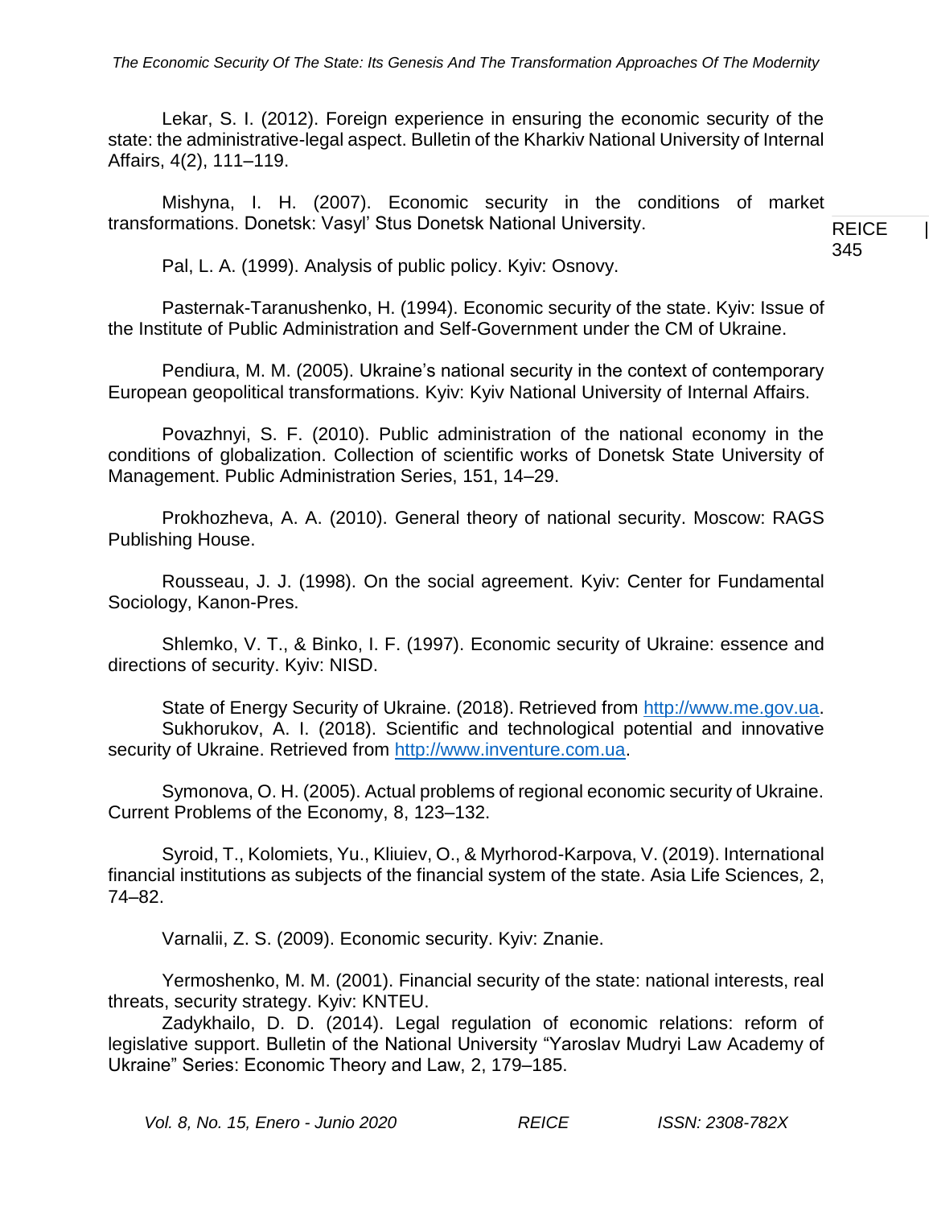Lekar, S. I. (2012). Foreign experience in ensuring the economic security of the state: the administrative-legal aspect. Bulletin of the Kharkiv National University of Internal Affairs, 4(2), 111–119.

Mishyna, I. H. (2007). Economic security in the conditions of market transformations. Donetsk: Vasyl' Stus Donetsk National University.

Pal, L. A. (1999). Analysis of public policy. Kyiv: Osnovy.

Pasternak-Taranushenko, H. (1994). Economic security of the state. Kyiv: Issue of the Institute of Public Administration and Self-Government under the CM of Ukraine.

Pendiura, M. M. (2005). Ukraine's national security in the context of contemporary European geopolitical transformations. Kyiv: Kyiv National University of Internal Affairs.

Povazhnyi, S. F. (2010). Public administration of the national economy in the conditions of globalization. Collection of scientific works of Donetsk State University of Management. Public Administration Series, 151, 14–29.

Prokhozheva, A. A. (2010). General theory of national security. Moscow: RAGS Publishing House.

Rousseau, J. J. (1998). On the social agreement. Kyiv: Center for Fundamental Sociology, Kanon-Pres.

Shlemko, V. T., & Binko, I. F. (1997). Economic security of Ukraine: essence and directions of security. Kyiv: NISD.

State of Energy Security of Ukraine. (2018). Retrieved from http://www.me.gov.ua.

Sukhorukov, A. I. (2018). Scientific and technological potential and innovative security of Ukraine. Retrieved from http://www.inventure.com.ua.

Symonova, O. H. (2005). Actual problems of regional economic security of Ukraine. Current Problems of the Economy, 8, 123–132.

Syroid, T., Kolomiets, Yu., Kliuiev, O., & Myrhorod-Karpova, V. (2019). International financial institutions as subjects of the financial system of the state. Asia Life Sciences, 2, 74–82.

Varnalii, Z. S. (2009). Economic security. Kyiv: Znanie.

Yermoshenko, M. M. (2001). Financial security of the state: national interests, real threats, security strategy. Kyiv: KNTEU.

Zadykhailo, D. D. (2014). Legal regulation of economic relations: reform of legislative support. Bulletin of the National University "Yaroslav Mudryi Law Academy of Ukraine" Series: Economic Theory and Law, 2, 179–185.